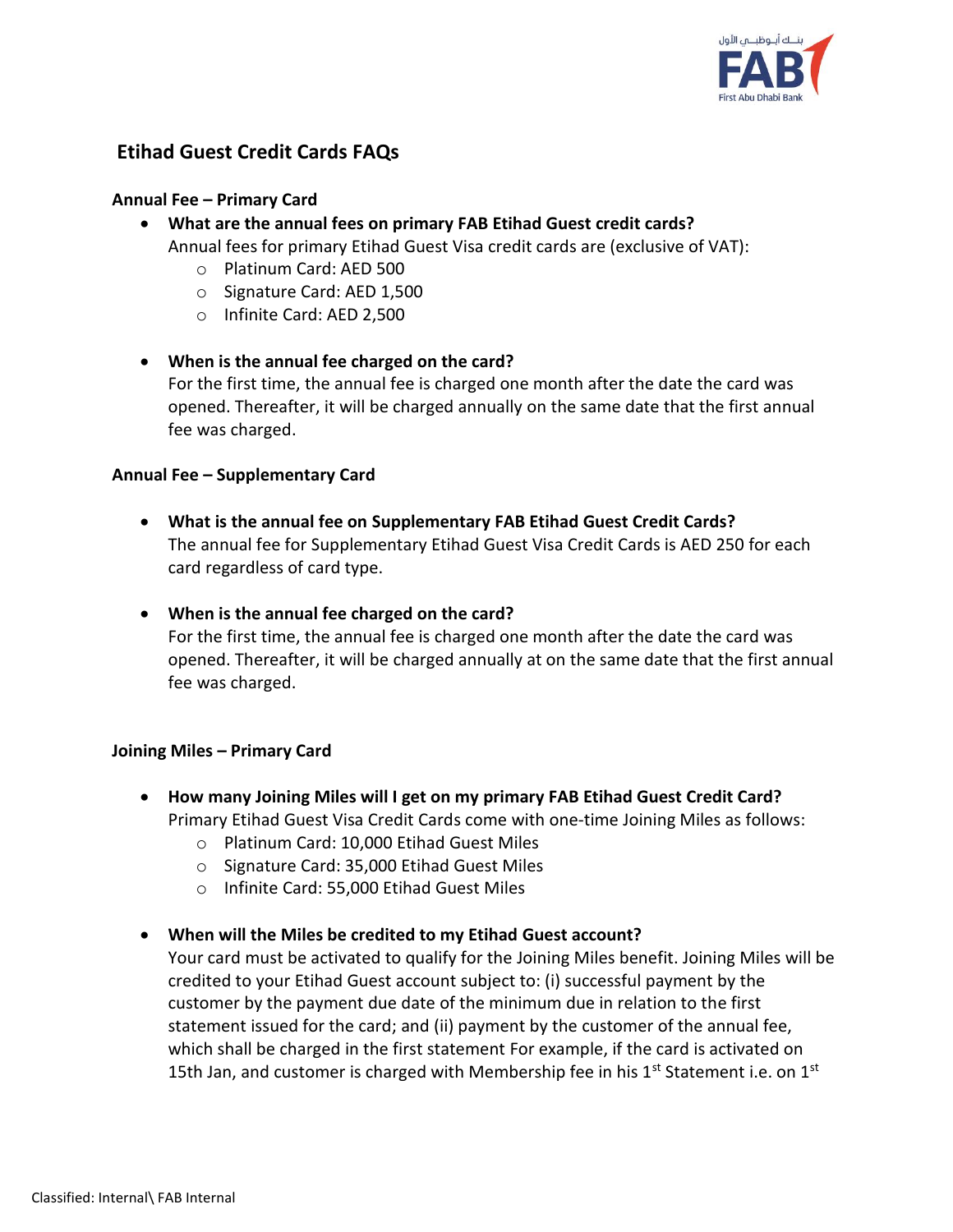# Etihad Guest Credit Cards FAQs

## Annual Fee – Primary Card

- **What are the annual fees on primary FAB Etihad Guest credit cards?**
  Annual fees for primary Etihad Guest Visa credit cards are (exclusive of VAT):
    - Platinum Card: AED 500
    - Signature Card: AED 1,500
    - Infinite Card: AED 2,500

- **When is the annual fee charged on the card?**
  For the first time, the annual fee is charged one month after the date the card was opened. Thereafter, it will be charged annually on the same date that the first annual fee was charged.

## Annual Fee – Supplementary Card

- **What is the annual fee on Supplementary FAB Etihad Guest Credit Cards?**
  The annual fee for Supplementary Etihad Guest Visa Credit Cards is AED 250 for each card regardless of card type.

- **When is the annual fee charged on the card?**
  For the first time, the annual fee is charged one month after the date the card was opened. Thereafter, it will be charged annually at on the same date that the first annual fee was charged.

## Joining Miles – Primary Card

- **How many Joining Miles will I get on my primary FAB Etihad Guest Credit Card?**
  Primary Etihad Guest Visa Credit Cards come with one-time Joining Miles as follows:
    - Platinum Card: 10,000 Etihad Guest Miles
    - Signature Card: 35,000 Etihad Guest Miles
    - Infinite Card: 55,000 Etihad Guest Miles

- **When will the Miles be credited to my Etihad Guest account?**
  Your card must be activated to qualify for the Joining Miles benefit. Joining Miles will be credited to your Etihad Guest account subject to: (i) successful payment by the customer by the payment due date of the minimum due in relation to the first statement issued for the card; and (ii) payment by the customer of the annual fee, which shall be charged in the first statement For example, if the card is activated on 15th Jan, and customer is charged with Membership fee in his 1st Statement i.e. on 1st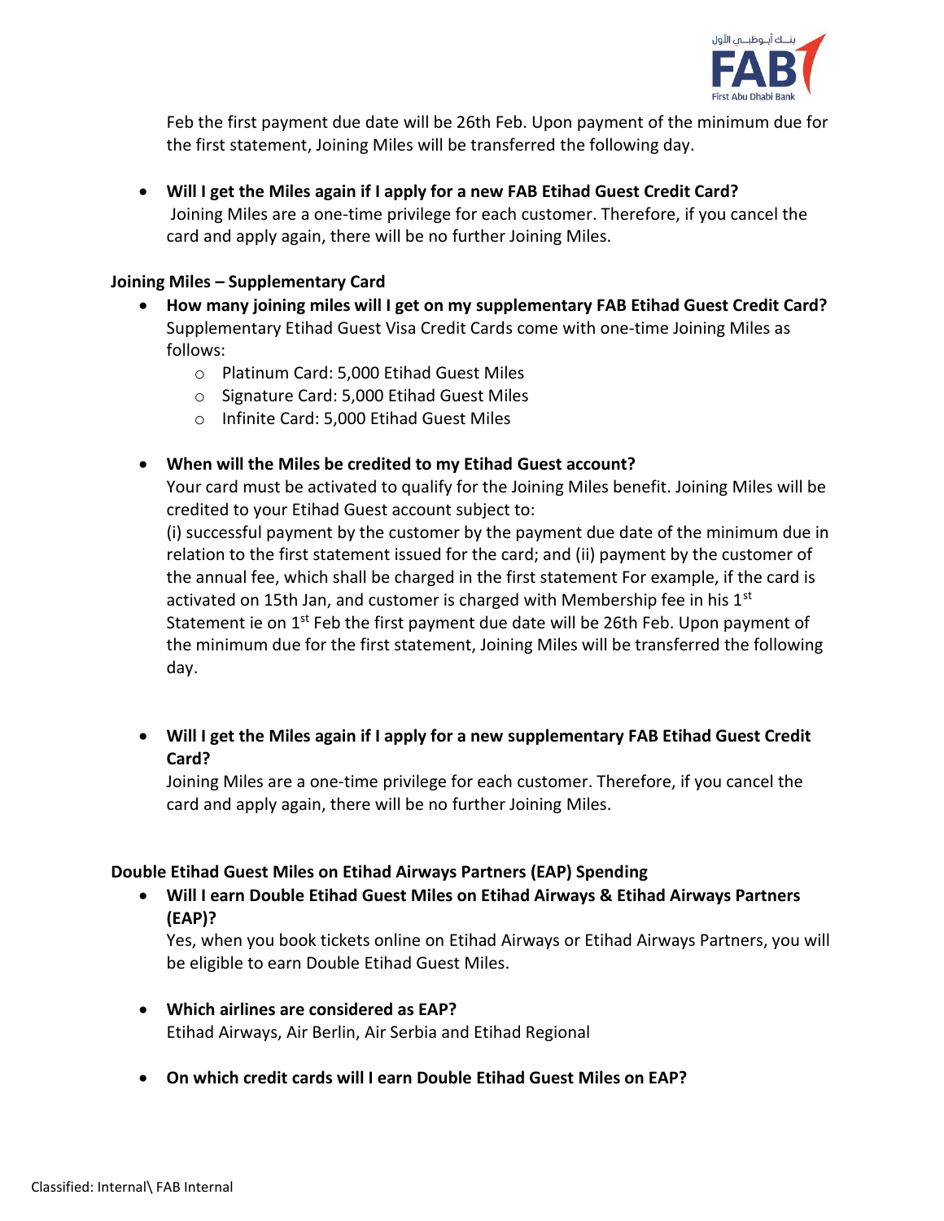Feb the first payment due date will be 26th Feb. Upon payment of the minimum due for the first statement, Joining Miles will be transferred the following day.

- **Will I get the Miles again if I apply for a new FAB Etihad Guest Credit Card?**
  Joining Miles are a one-time privilege for each customer. Therefore, if you cancel the card and apply again, there will be no further Joining Miles.

**Joining Miles – Supplementary Card**

- **How many joining miles will I get on my supplementary FAB Etihad Guest Credit Card?**
  Supplementary Etihad Guest Visa Credit Cards come with one-time Joining Miles as follows:
  - Platinum Card: 5,000 Etihad Guest Miles
  - Signature Card: 5,000 Etihad Guest Miles
  - Infinite Card: 5,000 Etihad Guest Miles

- **When will the Miles be credited to my Etihad Guest account?**
  Your card must be activated to qualify for the Joining Miles benefit. Joining Miles will be credited to your Etihad Guest account subject to:
  (i) successful payment by the customer by the payment due date of the minimum due in relation to the first statement issued for the card; and (ii) payment by the customer of the annual fee, which shall be charged in the first statement For example, if the card is activated on 15th Jan, and customer is charged with Membership fee in his 1st Statement ie on 1st Feb the first payment due date will be 26th Feb. Upon payment of the minimum due for the first statement, Joining Miles will be transferred the following day.

- **Will I get the Miles again if I apply for a new supplementary FAB Etihad Guest Credit Card?**
  Joining Miles are a one-time privilege for each customer. Therefore, if you cancel the card and apply again, there will be no further Joining Miles.

**Double Etihad Guest Miles on Etihad Airways Partners (EAP) Spending**

- **Will I earn Double Etihad Guest Miles on Etihad Airways & Etihad Airways Partners (EAP)?**
  Yes, when you book tickets online on Etihad Airways or Etihad Airways Partners, you will be eligible to earn Double Etihad Guest Miles.

- **Which airlines are considered as EAP?**
  Etihad Airways, Air Berlin, Air Serbia and Etihad Regional

- **On which credit cards will I earn Double Etihad Guest Miles on EAP?**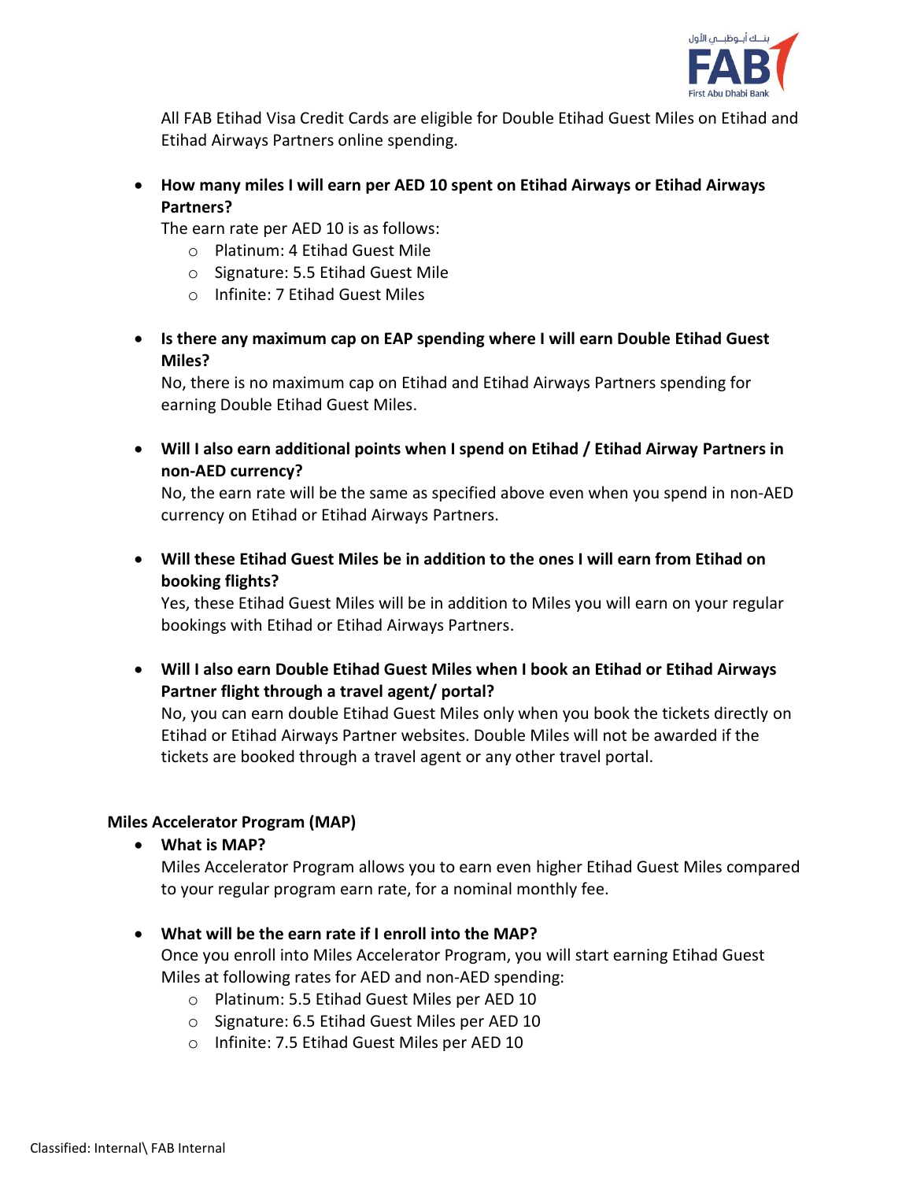All FAB Etihad Visa Credit Cards are eligible for Double Etihad Guest Miles on Etihad and Etihad Airways Partners online spending.

- **How many miles I will earn per AED 10 spent on Etihad Airways or Etihad Airways Partners?**
  The earn rate per AED 10 is as follows:
  - Platinum: 4 Etihad Guest Mile
  - Signature: 5.5 Etihad Guest Mile
  - Infinite: 7 Etihad Guest Miles

- **Is there any maximum cap on EAP spending where I will earn Double Etihad Guest Miles?**
  No, there is no maximum cap on Etihad and Etihad Airways Partners spending for earning Double Etihad Guest Miles.

- **Will I also earn additional points when I spend on Etihad / Etihad Airway Partners in non-AED currency?**
  No, the earn rate will be the same as specified above even when you spend in non-AED currency on Etihad or Etihad Airways Partners.

- **Will these Etihad Guest Miles be in addition to the ones I will earn from Etihad on booking flights?**
  Yes, these Etihad Guest Miles will be in addition to Miles you will earn on your regular bookings with Etihad or Etihad Airways Partners.

- **Will I also earn Double Etihad Guest Miles when I book an Etihad or Etihad Airways Partner flight through a travel agent/ portal?**
  No, you can earn double Etihad Guest Miles only when you book the tickets directly on Etihad or Etihad Airways Partner websites. Double Miles will not be awarded if the tickets are booked through a travel agent or any other travel portal.

**Miles Accelerator Program (MAP)**

- **What is MAP?**
  Miles Accelerator Program allows you to earn even higher Etihad Guest Miles compared to your regular program earn rate, for a nominal monthly fee.

- **What will be the earn rate if I enroll into the MAP?**
  Once you enroll into Miles Accelerator Program, you will start earning Etihad Guest Miles at following rates for AED and non-AED spending:
  - Platinum: 5.5 Etihad Guest Miles per AED 10
  - Signature: 6.5 Etihad Guest Miles per AED 10
  - Infinite: 7.5 Etihad Guest Miles per AED 10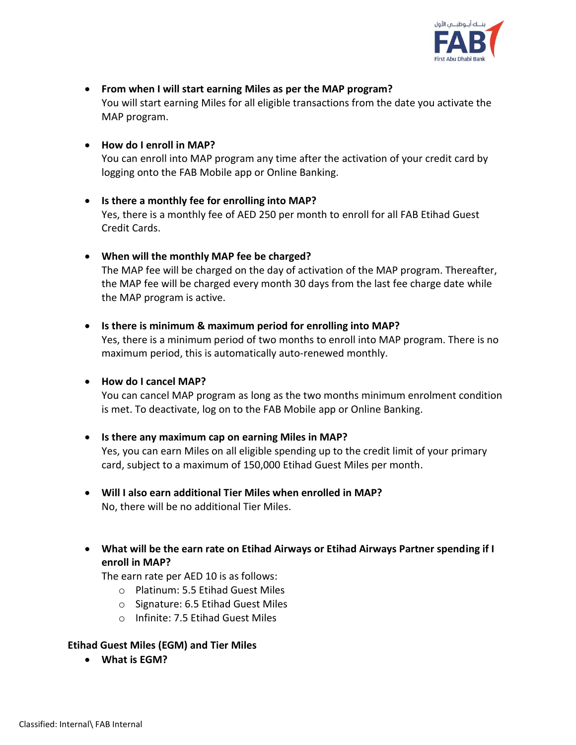- **From when I will start earning Miles as per the MAP program?**
  You will start earning Miles for all eligible transactions from the date you activate the MAP program.

- **How do I enroll in MAP?**
  You can enroll into MAP program any time after the activation of your credit card by logging onto the FAB Mobile app or Online Banking.

- **Is there a monthly fee for enrolling into MAP?**
  Yes, there is a monthly fee of AED 250 per month to enroll for all FAB Etihad Guest Credit Cards.

- **When will the monthly MAP fee be charged?**
  The MAP fee will be charged on the day of activation of the MAP program. Thereafter, the MAP fee will be charged every month 30 days from the last fee charge date while the MAP program is active.

- **Is there is minimum & maximum period for enrolling into MAP?**
  Yes, there is a minimum period of two months to enroll into MAP program. There is no maximum period, this is automatically auto-renewed monthly.

- **How do I cancel MAP?**
  You can cancel MAP program as long as the two months minimum enrolment condition is met. To deactivate, log on to the FAB Mobile app or Online Banking.

- **Is there any maximum cap on earning Miles in MAP?**
  Yes, you can earn Miles on all eligible spending up to the credit limit of your primary card, subject to a maximum of 150,000 Etihad Guest Miles per month.

- **Will I also earn additional Tier Miles when enrolled in MAP?**
  No, there will be no additional Tier Miles.

- **What will be the earn rate on Etihad Airways or Etihad Airways Partner spending if I enroll in MAP?**
  The earn rate per AED 10 is as follows:
  - Platinum: 5.5 Etihad Guest Miles
  - Signature: 6.5 Etihad Guest Miles
  - Infinite: 7.5 Etihad Guest Miles

**Etihad Guest Miles (EGM) and Tier Miles**

- **What is EGM?**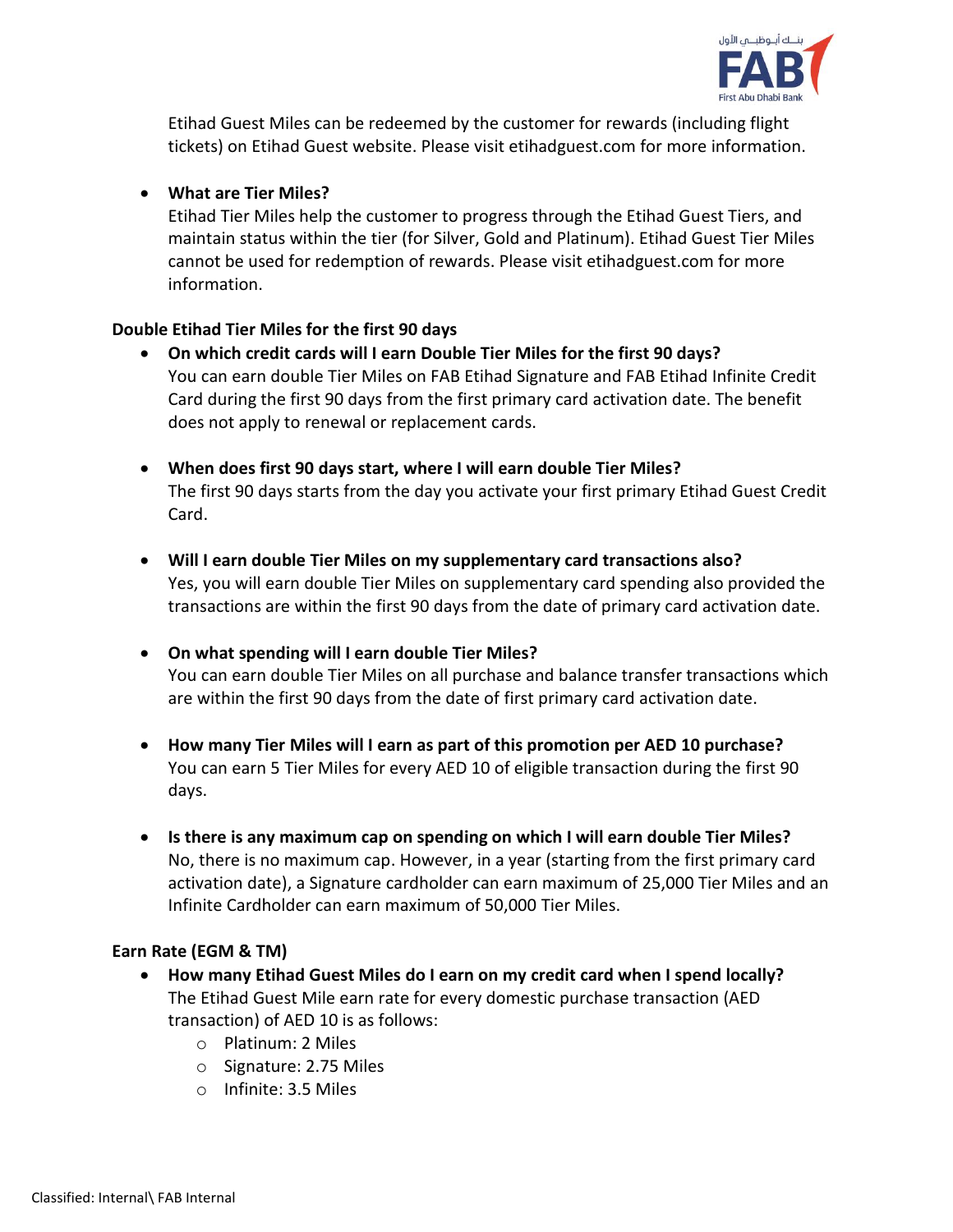Etihad Guest Miles can be redeemed by the customer for rewards (including flight tickets) on Etihad Guest website. Please visit etihadguest.com for more information.

- **What are Tier Miles?**
  Etihad Tier Miles help the customer to progress through the Etihad Guest Tiers, and maintain status within the tier (for Silver, Gold and Platinum). Etihad Guest Tier Miles cannot be used for redemption of rewards. Please visit etihadguest.com for more information.

**Double Etihad Tier Miles for the first 90 days**

- **On which credit cards will I earn Double Tier Miles for the first 90 days?**
  You can earn double Tier Miles on FAB Etihad Signature and FAB Etihad Infinite Credit Card during the first 90 days from the first primary card activation date. The benefit does not apply to renewal or replacement cards.

- **When does first 90 days start, where I will earn double Tier Miles?**
  The first 90 days starts from the day you activate your first primary Etihad Guest Credit Card.

- **Will I earn double Tier Miles on my supplementary card transactions also?**
  Yes, you will earn double Tier Miles on supplementary card spending also provided the transactions are within the first 90 days from the date of primary card activation date.

- **On what spending will I earn double Tier Miles?**
  You can earn double Tier Miles on all purchase and balance transfer transactions which are within the first 90 days from the date of first primary card activation date.

- **How many Tier Miles will I earn as part of this promotion per AED 10 purchase?**
  You can earn 5 Tier Miles for every AED 10 of eligible transaction during the first 90 days.

- **Is there is any maximum cap on spending on which I will earn double Tier Miles?**
  No, there is no maximum cap. However, in a year (starting from the first primary card activation date), a Signature cardholder can earn maximum of 25,000 Tier Miles and an Infinite Cardholder can earn maximum of 50,000 Tier Miles.

**Earn Rate (EGM & TM)**

- **How many Etihad Guest Miles do I earn on my credit card when I spend locally?**
  The Etihad Guest Mile earn rate for every domestic purchase transaction (AED transaction) of AED 10 is as follows:
  - Platinum: 2 Miles
  - Signature: 2.75 Miles
  - Infinite: 3.5 Miles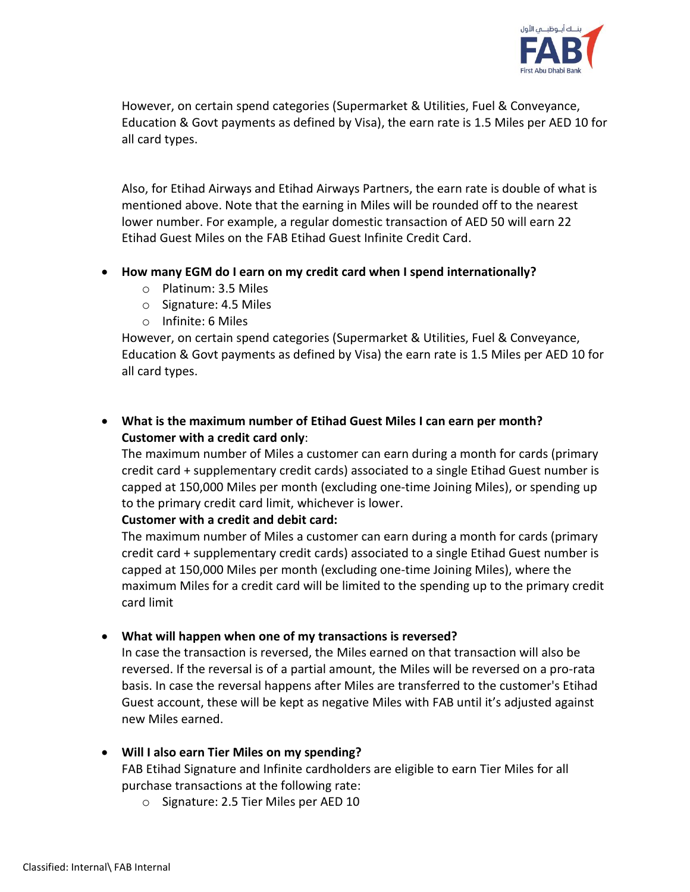However, on certain spend categories (Supermarket & Utilities, Fuel & Conveyance, Education & Govt payments as defined by Visa), the earn rate is 1.5 Miles per AED 10 for all card types.

Also, for Etihad Airways and Etihad Airways Partners, the earn rate is double of what is mentioned above. Note that the earning in Miles will be rounded off to the nearest lower number. For example, a regular domestic transaction of AED 50 will earn 22 Etihad Guest Miles on the FAB Etihad Guest Infinite Credit Card.

- **How many EGM do I earn on my credit card when I spend internationally?**
  - Platinum: 3.5 Miles
  - Signature: 4.5 Miles
  - Infinite: 6 Miles

  However, on certain spend categories (Supermarket & Utilities, Fuel & Conveyance, Education & Govt payments as defined by Visa) the earn rate is 1.5 Miles per AED 10 for all card types.

- **What is the maximum number of Etihad Guest Miles I can earn per month?**
  **Customer with a credit card only**:
  The maximum number of Miles a customer can earn during a month for cards (primary credit card + supplementary credit cards) associated to a single Etihad Guest number is capped at 150,000 Miles per month (excluding one-time Joining Miles), or spending up to the primary credit card limit, whichever is lower.
  **Customer with a credit and debit card:**
  The maximum number of Miles a customer can earn during a month for cards (primary credit card + supplementary credit cards) associated to a single Etihad Guest number is capped at 150,000 Miles per month (excluding one-time Joining Miles), where the maximum Miles for a credit card will be limited to the spending up to the primary credit card limit

- **What will happen when one of my transactions is reversed?**
  In case the transaction is reversed, the Miles earned on that transaction will also be reversed. If the reversal is of a partial amount, the Miles will be reversed on a pro-rata basis. In case the reversal happens after Miles are transferred to the customer's Etihad Guest account, these will be kept as negative Miles with FAB until it's adjusted against new Miles earned.

- **Will I also earn Tier Miles on my spending?**
  FAB Etihad Signature and Infinite cardholders are eligible to earn Tier Miles for all purchase transactions at the following rate:
  - Signature: 2.5 Tier Miles per AED 10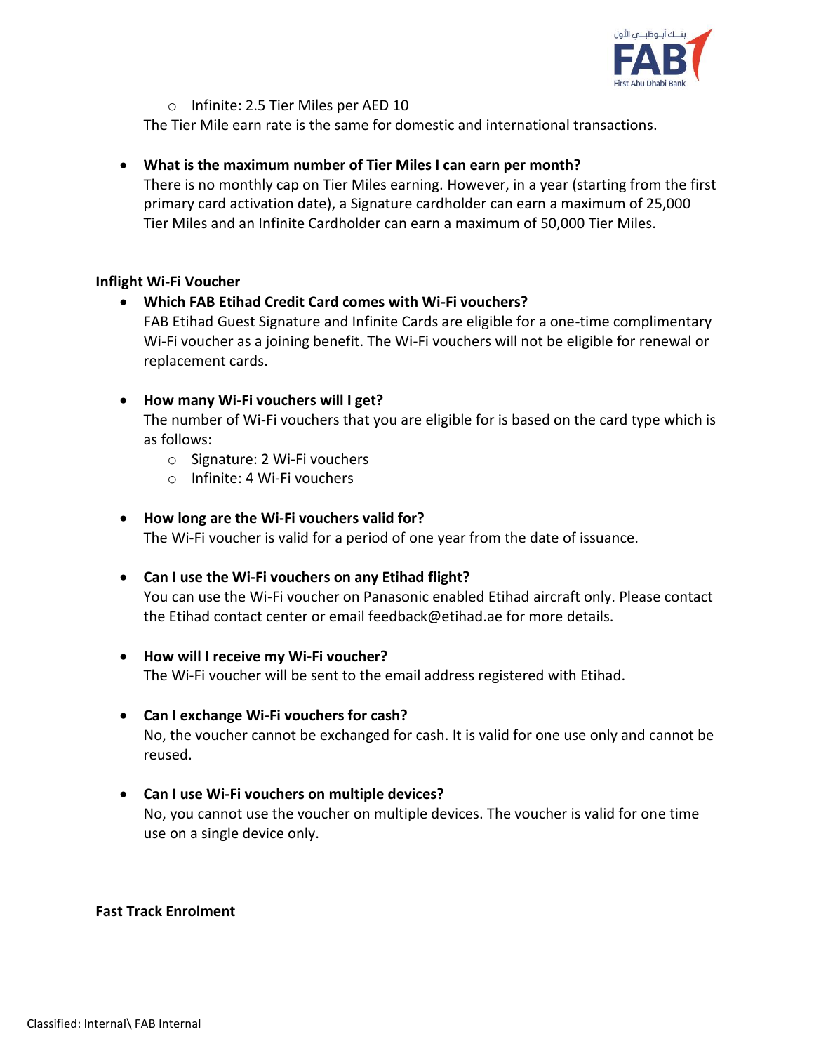- Infinite: 2.5 Tier Miles per AED 10

  The Tier Mile earn rate is the same for domestic and international transactions.

- **What is the maximum number of Tier Miles I can earn per month?**
  There is no monthly cap on Tier Miles earning. However, in a year (starting from the first primary card activation date), a Signature cardholder can earn a maximum of 25,000 Tier Miles and an Infinite Cardholder can earn a maximum of 50,000 Tier Miles.

**Inflight Wi-Fi Voucher**

- **Which FAB Etihad Credit Card comes with Wi-Fi vouchers?**
  FAB Etihad Guest Signature and Infinite Cards are eligible for a one-time complimentary Wi-Fi voucher as a joining benefit. The Wi-Fi vouchers will not be eligible for renewal or replacement cards.

- **How many Wi-Fi vouchers will I get?**
  The number of Wi-Fi vouchers that you are eligible for is based on the card type which is as follows:
    - Signature: 2 Wi-Fi vouchers
    - Infinite: 4 Wi-Fi vouchers

- **How long are the Wi-Fi vouchers valid for?**
  The Wi-Fi voucher is valid for a period of one year from the date of issuance.

- **Can I use the Wi-Fi vouchers on any Etihad flight?**
  You can use the Wi-Fi voucher on Panasonic enabled Etihad aircraft only. Please contact the Etihad contact center or email feedback@etihad.ae for more details.

- **How will I receive my Wi-Fi voucher?**
  The Wi-Fi voucher will be sent to the email address registered with Etihad.

- **Can I exchange Wi-Fi vouchers for cash?**
  No, the voucher cannot be exchanged for cash. It is valid for one use only and cannot be reused.

- **Can I use Wi-Fi vouchers on multiple devices?**
  No, you cannot use the voucher on multiple devices. The voucher is valid for one time use on a single device only.

**Fast Track Enrolment**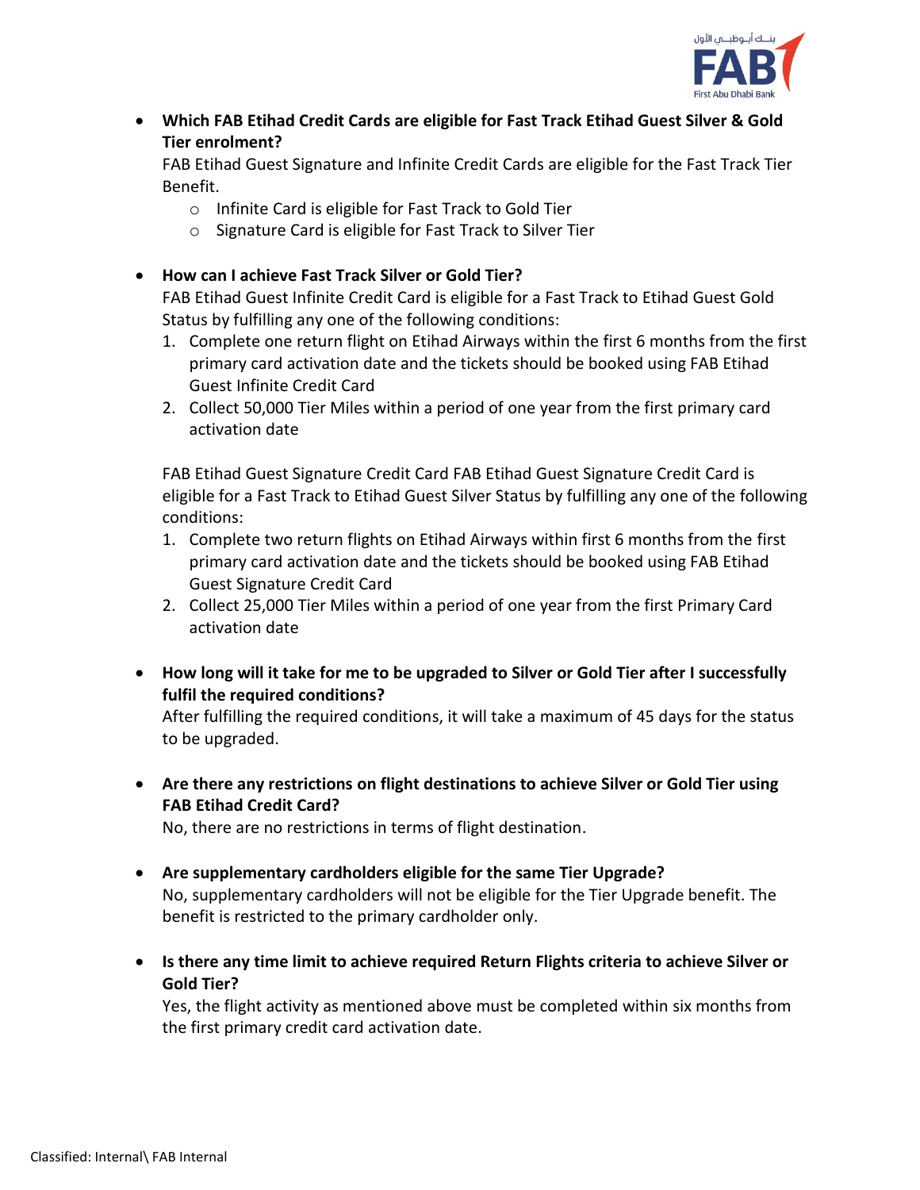- **Which FAB Etihad Credit Cards are eligible for Fast Track Etihad Guest Silver & Gold Tier enrolment?**
  FAB Etihad Guest Signature and Infinite Credit Cards are eligible for the Fast Track Tier Benefit.
  - Infinite Card is eligible for Fast Track to Gold Tier
  - Signature Card is eligible for Fast Track to Silver Tier

- **How can I achieve Fast Track Silver or Gold Tier?**
  FAB Etihad Guest Infinite Credit Card is eligible for a Fast Track to Etihad Guest Gold Status by fulfilling any one of the following conditions:
  1. Complete one return flight on Etihad Airways within the first 6 months from the first primary card activation date and the tickets should be booked using FAB Etihad Guest Infinite Credit Card
  2. Collect 50,000 Tier Miles within a period of one year from the first primary card activation date

  FAB Etihad Guest Signature Credit Card FAB Etihad Guest Signature Credit Card is eligible for a Fast Track to Etihad Guest Silver Status by fulfilling any one of the following conditions:
  1. Complete two return flights on Etihad Airways within first 6 months from the first primary card activation date and the tickets should be booked using FAB Etihad Guest Signature Credit Card
  2. Collect 25,000 Tier Miles within a period of one year from the first Primary Card activation date

- **How long will it take for me to be upgraded to Silver or Gold Tier after I successfully fulfil the required conditions?**
  After fulfilling the required conditions, it will take a maximum of 45 days for the status to be upgraded.

- **Are there any restrictions on flight destinations to achieve Silver or Gold Tier using FAB Etihad Credit Card?**
  No, there are no restrictions in terms of flight destination.

- **Are supplementary cardholders eligible for the same Tier Upgrade?**
  No, supplementary cardholders will not be eligible for the Tier Upgrade benefit. The benefit is restricted to the primary cardholder only.

- **Is there any time limit to achieve required Return Flights criteria to achieve Silver or Gold Tier?**
  Yes, the flight activity as mentioned above must be completed within six months from the first primary credit card activation date.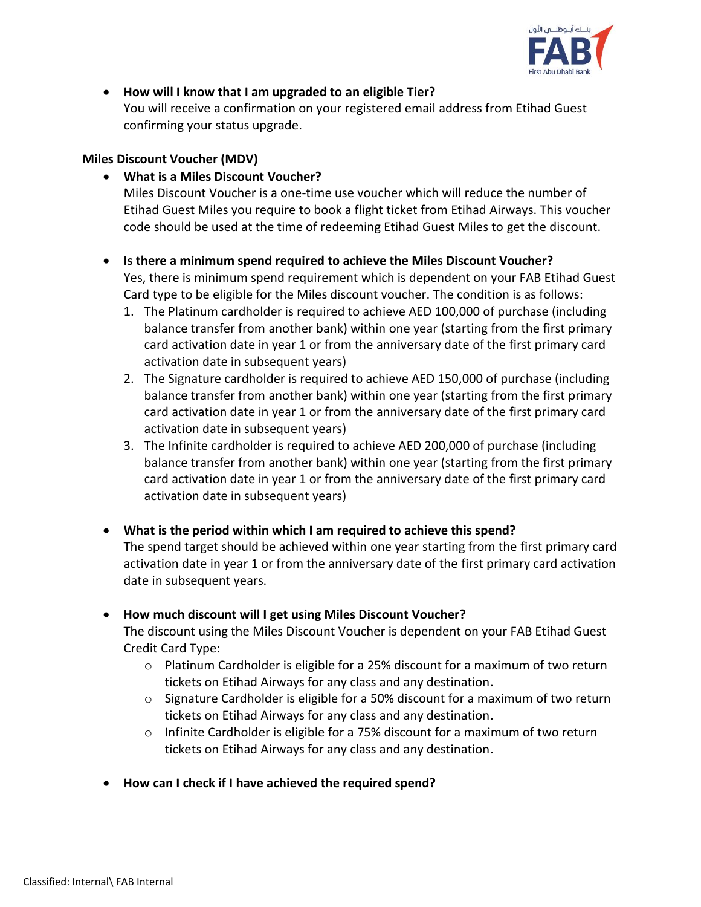- **How will I know that I am upgraded to an eligible Tier?**
  You will receive a confirmation on your registered email address from Etihad Guest confirming your status upgrade.

**Miles Discount Voucher (MDV)**

- **What is a Miles Discount Voucher?**
  Miles Discount Voucher is a one-time use voucher which will reduce the number of Etihad Guest Miles you require to book a flight ticket from Etihad Airways. This voucher code should be used at the time of redeeming Etihad Guest Miles to get the discount.

- **Is there a minimum spend required to achieve the Miles Discount Voucher?**
  Yes, there is minimum spend requirement which is dependent on your FAB Etihad Guest Card type to be eligible for the Miles discount voucher. The condition is as follows:
  1. The Platinum cardholder is required to achieve AED 100,000 of purchase (including balance transfer from another bank) within one year (starting from the first primary card activation date in year 1 or from the anniversary date of the first primary card activation date in subsequent years)
  2. The Signature cardholder is required to achieve AED 150,000 of purchase (including balance transfer from another bank) within one year (starting from the first primary card activation date in year 1 or from the anniversary date of the first primary card activation date in subsequent years)
  3. The Infinite cardholder is required to achieve AED 200,000 of purchase (including balance transfer from another bank) within one year (starting from the first primary card activation date in year 1 or from the anniversary date of the first primary card activation date in subsequent years)

- **What is the period within which I am required to achieve this spend?**
  The spend target should be achieved within one year starting from the first primary card activation date in year 1 or from the anniversary date of the first primary card activation date in subsequent years.

- **How much discount will I get using Miles Discount Voucher?**
  The discount using the Miles Discount Voucher is dependent on your FAB Etihad Guest Credit Card Type:
  - Platinum Cardholder is eligible for a 25% discount for a maximum of two return tickets on Etihad Airways for any class and any destination.
  - Signature Cardholder is eligible for a 50% discount for a maximum of two return tickets on Etihad Airways for any class and any destination.
  - Infinite Cardholder is eligible for a 75% discount for a maximum of two return tickets on Etihad Airways for any class and any destination.

- **How can I check if I have achieved the required spend?**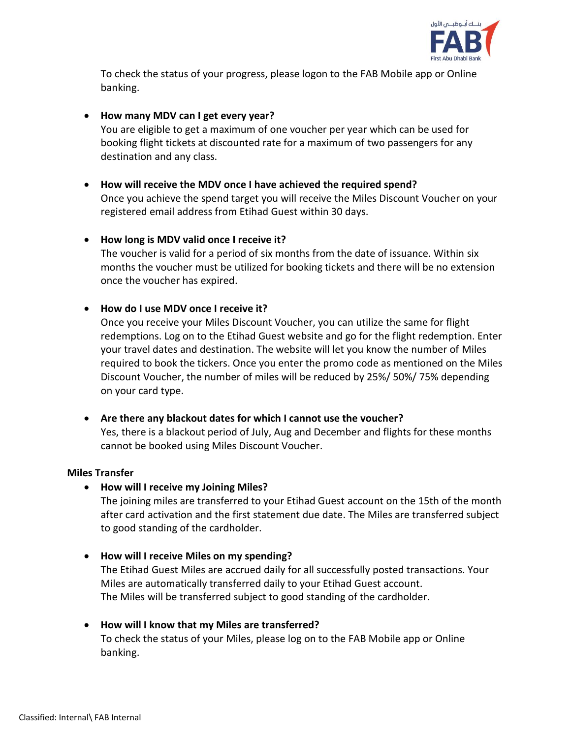To check the status of your progress, please logon to the FAB Mobile app or Online banking.

- **How many MDV can I get every year?**
  You are eligible to get a maximum of one voucher per year which can be used for booking flight tickets at discounted rate for a maximum of two passengers for any destination and any class.

- **How will receive the MDV once I have achieved the required spend?**
  Once you achieve the spend target you will receive the Miles Discount Voucher on your registered email address from Etihad Guest within 30 days.

- **How long is MDV valid once I receive it?**
  The voucher is valid for a period of six months from the date of issuance. Within six months the voucher must be utilized for booking tickets and there will be no extension once the voucher has expired.

- **How do I use MDV once I receive it?**
  Once you receive your Miles Discount Voucher, you can utilize the same for flight redemptions. Log on to the Etihad Guest website and go for the flight redemption. Enter your travel dates and destination. The website will let you know the number of Miles required to book the tickers. Once you enter the promo code as mentioned on the Miles Discount Voucher, the number of miles will be reduced by 25%/ 50%/ 75% depending on your card type.

- **Are there any blackout dates for which I cannot use the voucher?**
  Yes, there is a blackout period of July, Aug and December and flights for these months cannot be booked using Miles Discount Voucher.

**Miles Transfer**

- **How will I receive my Joining Miles?**
  The joining miles are transferred to your Etihad Guest account on the 15th of the month after card activation and the first statement due date. The Miles are transferred subject to good standing of the cardholder.

- **How will I receive Miles on my spending?**
  The Etihad Guest Miles are accrued daily for all successfully posted transactions. Your Miles are automatically transferred daily to your Etihad Guest account.
  The Miles will be transferred subject to good standing of the cardholder.

- **How will I know that my Miles are transferred?**
  To check the status of your Miles, please log on to the FAB Mobile app or Online banking.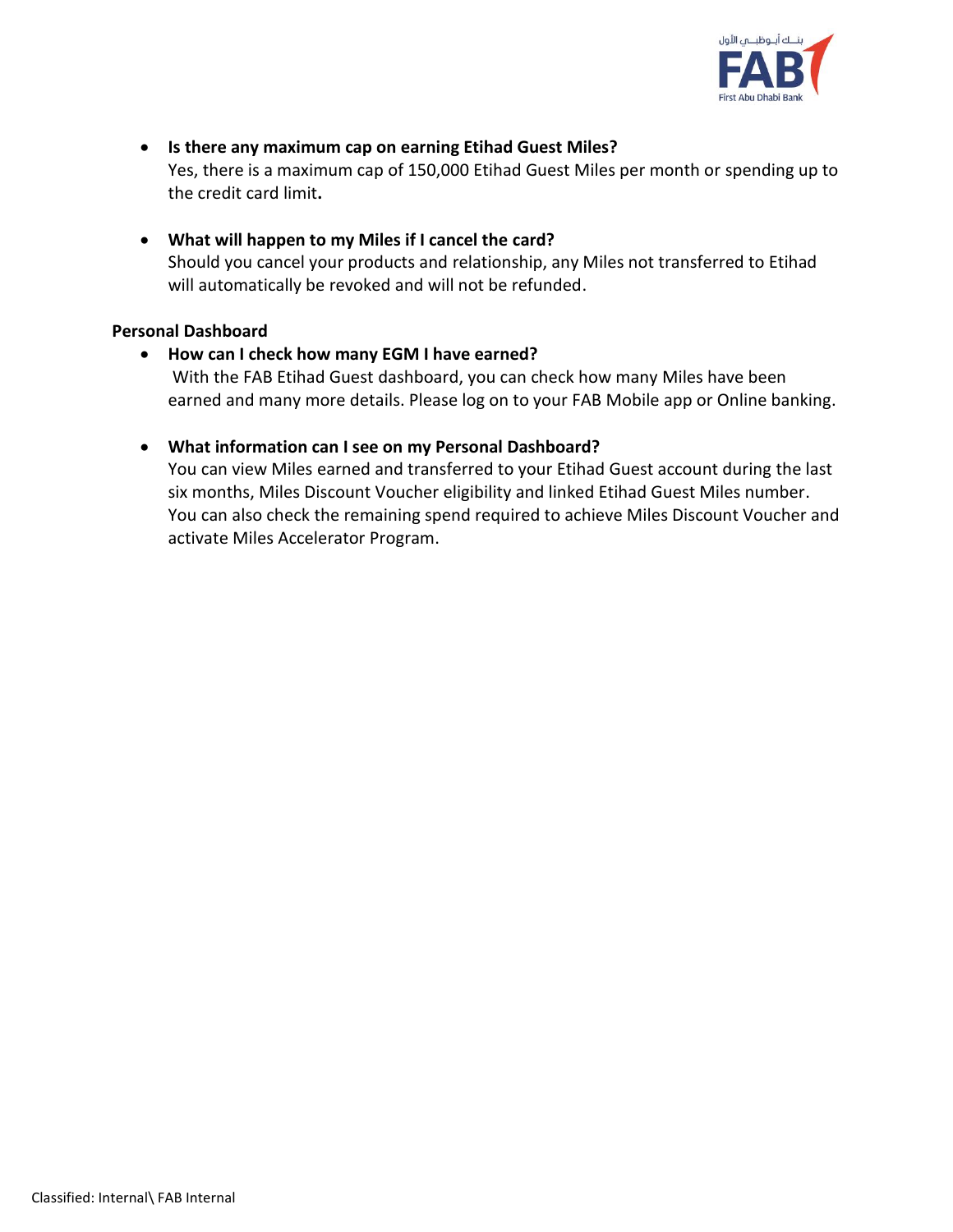- **Is there any maximum cap on earning Etihad Guest Miles?**
  Yes, there is a maximum cap of 150,000 Etihad Guest Miles per month or spending up to the credit card limit**.**

- **What will happen to my Miles if I cancel the card?**
  Should you cancel your products and relationship, any Miles not transferred to Etihad will automatically be revoked and will not be refunded.

**Personal Dashboard**

- **How can I check how many EGM I have earned?**
  With the FAB Etihad Guest dashboard, you can check how many Miles have been earned and many more details. Please log on to your FAB Mobile app or Online banking.

- **What information can I see on my Personal Dashboard?**
  You can view Miles earned and transferred to your Etihad Guest account during the last six months, Miles Discount Voucher eligibility and linked Etihad Guest Miles number. You can also check the remaining spend required to achieve Miles Discount Voucher and activate Miles Accelerator Program.